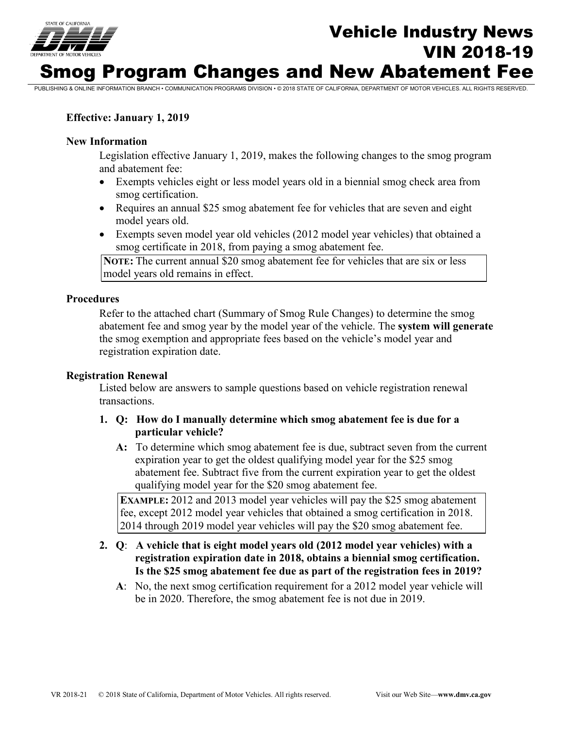# Vehicle Industry News VIN 2018-19

# Smog Program Changes and New Abatement Fee

PUBLISHING & ONLINE INFORMATION BRANCH • COMMUNICATION PROGRAMS DIVISION • © 2018 STATE OF CALIFORNIA, DEPARTMENT OF MOTOR VEHICLES. ALL RIGHTS RESERVED.

**Effective: January 1, 2019**

### New Information

Legislation effective January 1, 2019, makes the following changes to the smog program and abatement fee:

- Exempts vehicles eight or less model years old in a biennial smog check area from smog certification.
- Requires an annual $25 smog abatement fee for vehicles that are seven and eight model years old.
- Exempts seven model year old vehicles (2012 model year vehicles) that obtained a smog certificate in 2018, from paying a smog abatement fee.

> **NOTE:** The current annual $20 smog abatement fee for vehicles that are six or less model years old remains in effect.

### Procedures

Refer to the attached chart (Summary of Smog Rule Changes) to determine the smog abatement fee and smog year by the model year of the vehicle. The **system will generate** the smog exemption and appropriate fees based on the vehicle's model year and registration expiration date.

### Registration Renewal

Listed below are answers to sample questions based on vehicle registration renewal transactions.

1. **Q: How do I manually determine which smog abatement fee is due for a particular vehicle?**

   **A:** To determine which smog abatement fee is due, subtract seven from the current expiration year to get the oldest qualifying model year for the $25 smog abatement fee. Subtract five from the current expiration year to get the oldest qualifying model year for the $20 smog abatement fee.

   > **EXAMPLE:** 2012 and 2013 model year vehicles will pay the $25 smog abatement fee, except 2012 model year vehicles that obtained a smog certification in 2018. 2014 through 2019 model year vehicles will pay the $20 smog abatement fee.

2. **Q**: **A vehicle that is eight model years old (2012 model year vehicles) with a registration expiration date in 2018, obtains a biennial smog certification. Is the $25 smog abatement fee due as part of the registration fees in 2019?**

   **A**: No, the next smog certification requirement for a 2012 model year vehicle will be in 2020. Therefore, the smog abatement fee is not due in 2019.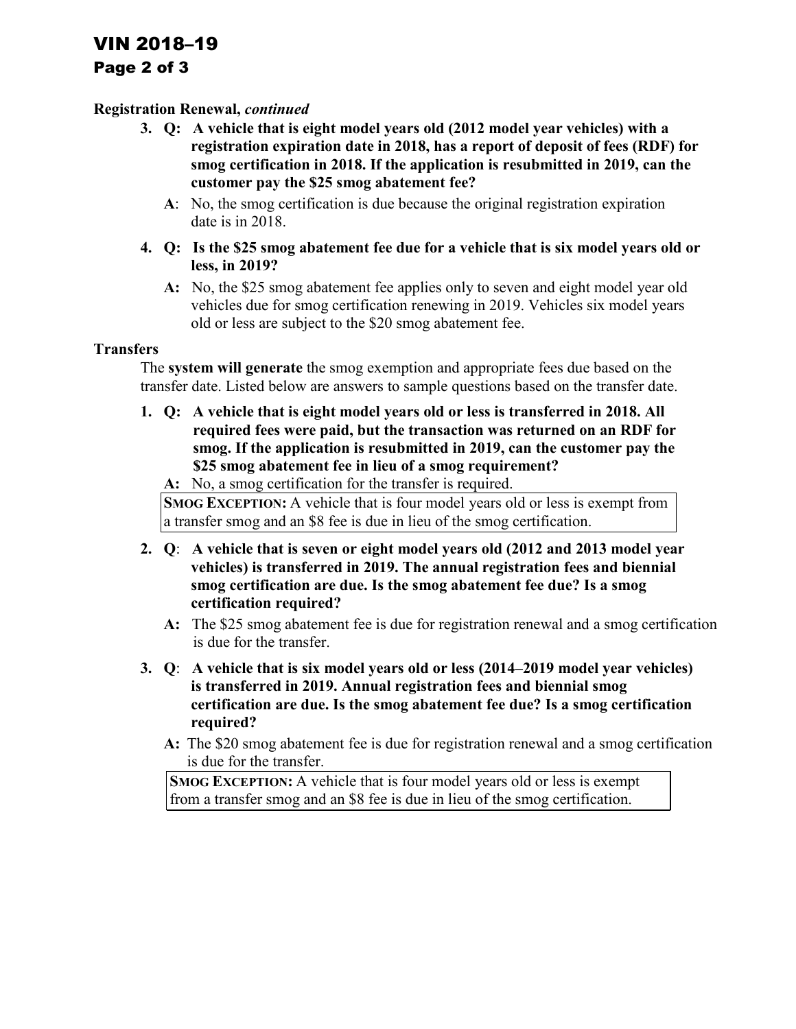**Registration Renewal,** ***continued***

3. **Q: A vehicle that is eight model years old (2012 model year vehicles) with a registration expiration date in 2018, has a report of deposit of fees (RDF) for smog certification in 2018. If the application is resubmitted in 2019, can the customer pay the $25 smog abatement fee?**

   **A**: No, the smog certification is due because the original registration expiration date is in 2018.

4. **Q: Is the $25 smog abatement fee due for a vehicle that is six model years old or less, in 2019?**

   **A:** No, the $25 smog abatement fee applies only to seven and eight model year old vehicles due for smog certification renewing in 2019. Vehicles six model years old or less are subject to the $20 smog abatement fee.

**Transfers**

The **system will generate** the smog exemption and appropriate fees due based on the transfer date. Listed below are answers to sample questions based on the transfer date.

1. **Q: A vehicle that is eight model years old or less is transferred in 2018. All required fees were paid, but the transaction was returned on an RDF for smog. If the application is resubmitted in 2019, can the customer pay the $25 smog abatement fee in lieu of a smog requirement?**

   **A:** No, a smog certification for the transfer is required.

   > **SMOG EXCEPTION:** A vehicle that is four model years old or less is exempt from a transfer smog and an $8 fee is due in lieu of the smog certification.

2. **Q**: **A vehicle that is seven or eight model years old (2012 and 2013 model year vehicles) is transferred in 2019. The annual registration fees and biennial smog certification are due. Is the smog abatement fee due? Is a smog certification required?**

   **A:** The $25 smog abatement fee is due for registration renewal and a smog certification is due for the transfer.

3. **Q**: **A vehicle that is six model years old or less (2014–2019 model year vehicles) is transferred in 2019. Annual registration fees and biennial smog certification are due. Is the smog abatement fee due? Is a smog certification required?**

   **A:** The $20 smog abatement fee is due for registration renewal and a smog certification is due for the transfer.

   > **SMOG EXCEPTION:** A vehicle that is four model years old or less is exempt from a transfer smog and an $8 fee is due in lieu of the smog certification.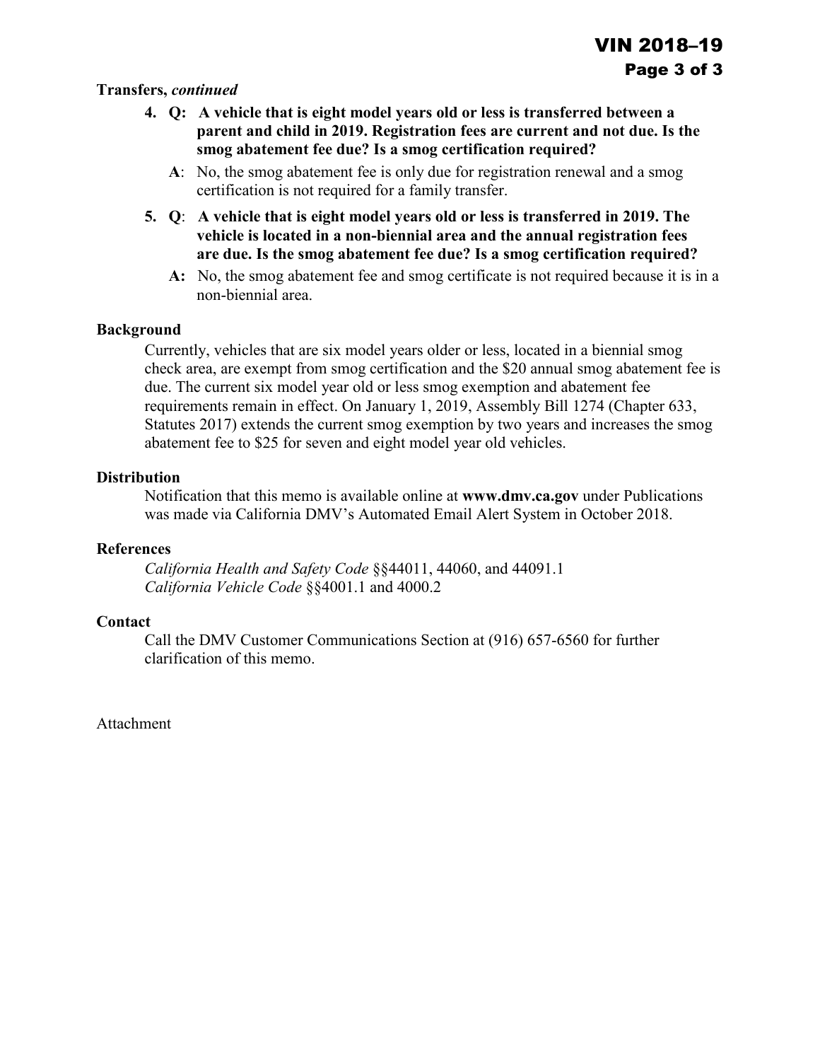**Transfers,** ***continued***

4. **Q: A vehicle that is eight model years old or less is transferred between a parent and child in 2019. Registration fees are current and not due. Is the smog abatement fee due? Is a smog certification required?**

   **A**: No, the smog abatement fee is only due for registration renewal and a smog certification is not required for a family transfer.

5. **Q**: **A vehicle that is eight model years old or less is transferred in 2019. The vehicle is located in a non-biennial area and the annual registration fees are due. Is the smog abatement fee due? Is a smog certification required?**

   **A:** No, the smog abatement fee and smog certificate is not required because it is in a non-biennial area.

## Background

Currently, vehicles that are six model years older or less, located in a biennial smog check area, are exempt from smog certification and the $20 annual smog abatement fee is due. The current six model year old or less smog exemption and abatement fee requirements remain in effect. On January 1, 2019, Assembly Bill 1274 (Chapter 633, Statutes 2017) extends the current smog exemption by two years and increases the smog abatement fee to $25 for seven and eight model year old vehicles.

## Distribution

Notification that this memo is available online at **www.dmv.ca.gov** under Publications was made via California DMV's Automated Email Alert System in October 2018.

## References

*California Health and Safety Code* §§44011, 44060, and 44091.1
*California Vehicle Code* §§4001.1 and 4000.2

## Contact

Call the DMV Customer Communications Section at (916) 657-6560 for further clarification of this memo.

Attachment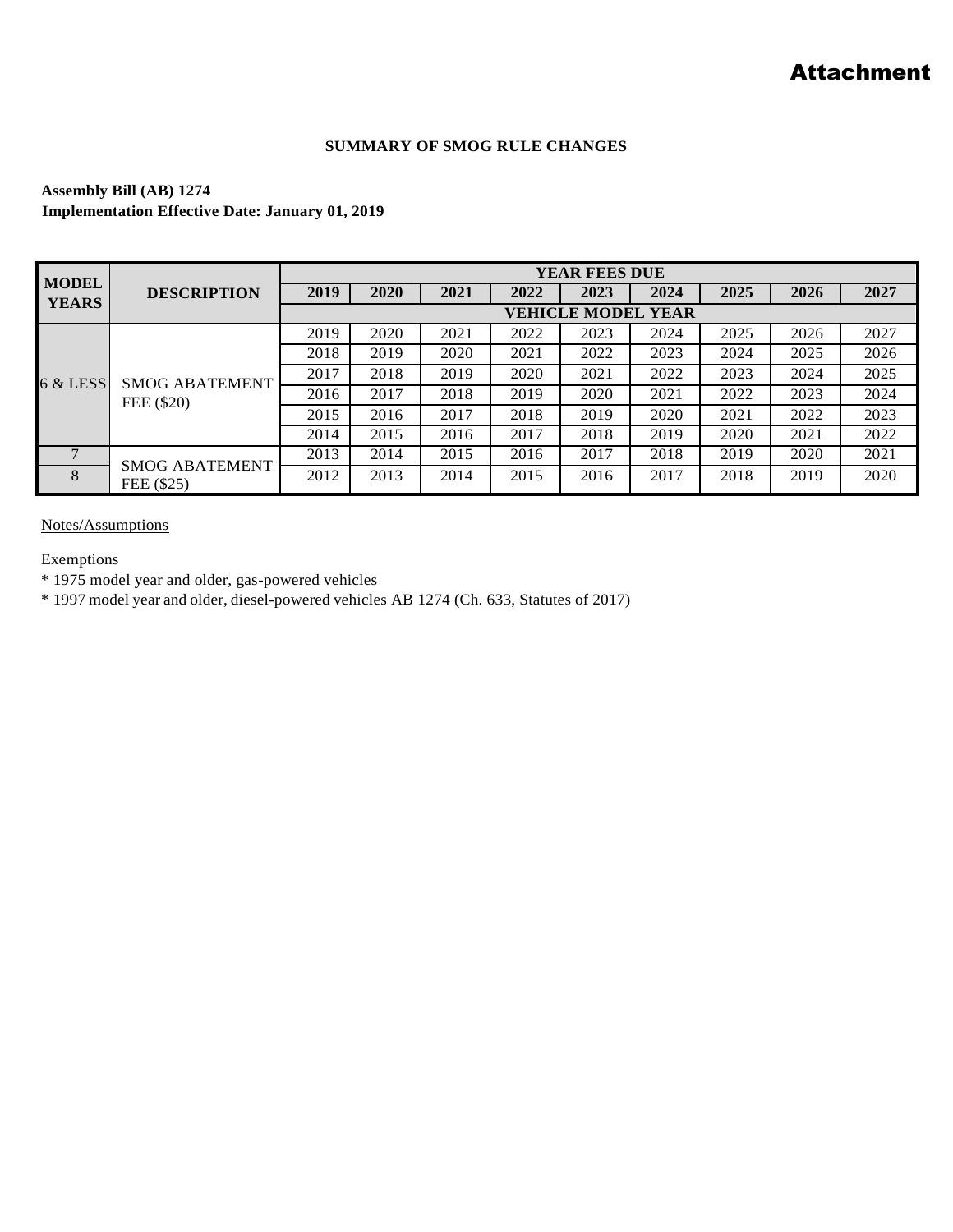# Attachment

**SUMMARY OF SMOG RULE CHANGES**

**Assembly Bill (AB) 1274**
**Implementation Effective Date: January 01, 2019**

| MODEL YEARS | DESCRIPTION | YEAR FEES DUE | | | | | | | | |
|---|---|---|---|---|---|---|---|---|---|---|
| | | **2019** | **2020** | **2021** | **2022** | **2023** | **2024** | **2025** | **2026** | **2027** |
| | | **VEHICLE MODEL YEAR** | | | | | | | | |
| 6 & LESS | SMOG ABATEMENT FEE ($20) | 2019 | 2020 | 2021 | 2022 | 2023 | 2024 | 2025 | 2026 | 2027 |
| | | 2018 | 2019 | 2020 | 2021 | 2022 | 2023 | 2024 | 2025 | 2026 |
| | | 2017 | 2018 | 2019 | 2020 | 2021 | 2022 | 2023 | 2024 | 2025 |
| | | 2016 | 2017 | 2018 | 2019 | 2020 | 2021 | 2022 | 2023 | 2024 |
| | | 2015 | 2016 | 2017 | 2018 | 2019 | 2020 | 2021 | 2022 | 2023 |
| | | 2014 | 2015 | 2016 | 2017 | 2018 | 2019 | 2020 | 2021 | 2022 |
| 7 | SMOG ABATEMENT FEE ($25) | 2013 | 2014 | 2015 | 2016 | 2017 | 2018 | 2019 | 2020 | 2021 |
| 8 | | 2012 | 2013 | 2014 | 2015 | 2016 | 2017 | 2018 | 2019 | 2020 |

Notes/Assumptions

Exemptions

* 1975 model year and older, gas-powered vehicles
* 1997 model year and older, diesel-powered vehicles AB 1274 (Ch. 633, Statutes of 2017)